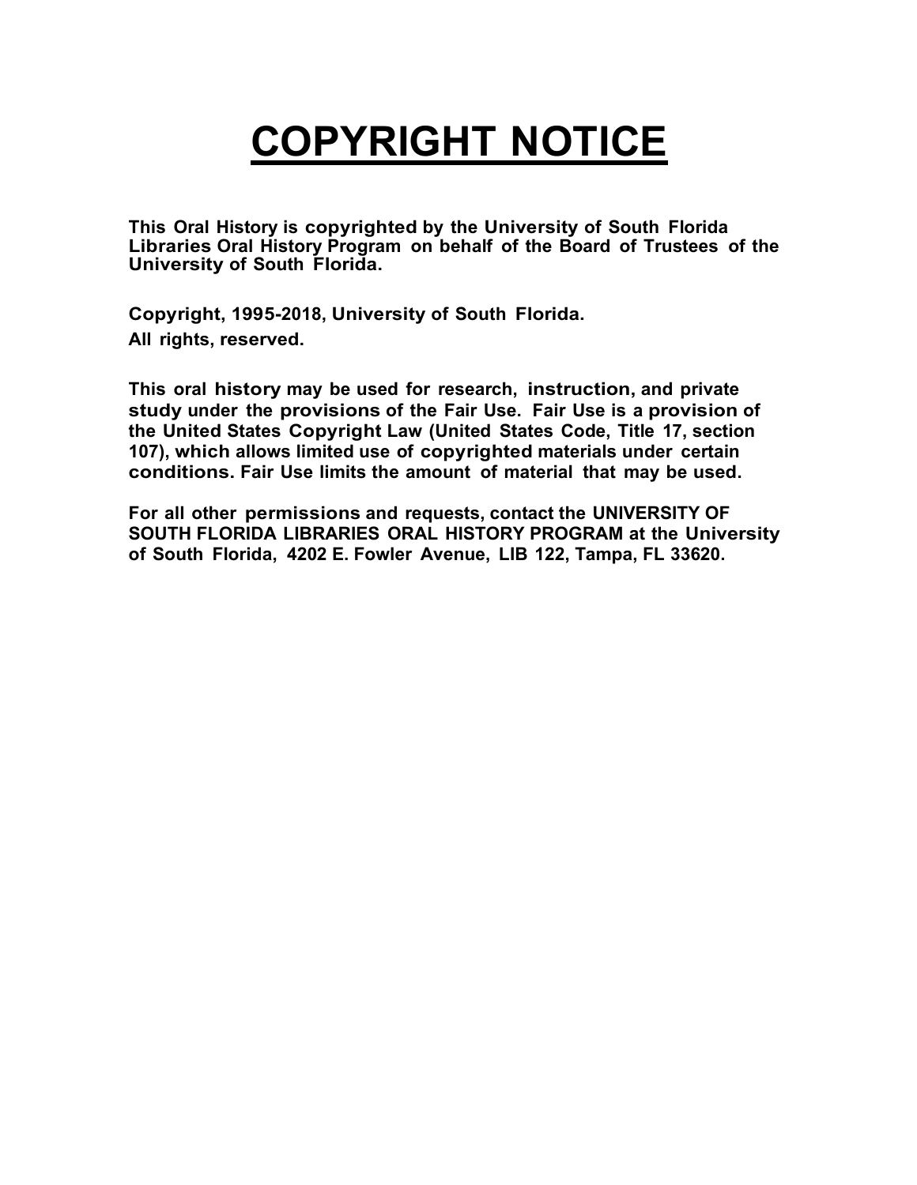# COPYRIGHT NOTICE

**This Oral History is copyrighted by the University of South Florida Libraries Oral History Program on behalf of the Board of Trustees of the University of South Florida.**

**Copyright, 1995-2018, University of South Florida.**
**All rights, reserved.**

**This oral history may be used for research, instruction, and private study under the provisions of the Fair Use. Fair Use is a provision of the United States Copyright Law (United States Code, Title 17, section 107), which allows limited use of copyrighted materials under certain conditions. Fair Use limits the amount of material that may be used.**

**For all other permissions and requests, contact the UNIVERSITY OF SOUTH FLORIDA LIBRARIES ORAL HISTORY PROGRAM at the University of South Florida, 4202 E. Fowler Avenue, LIB 122, Tampa, FL 33620.**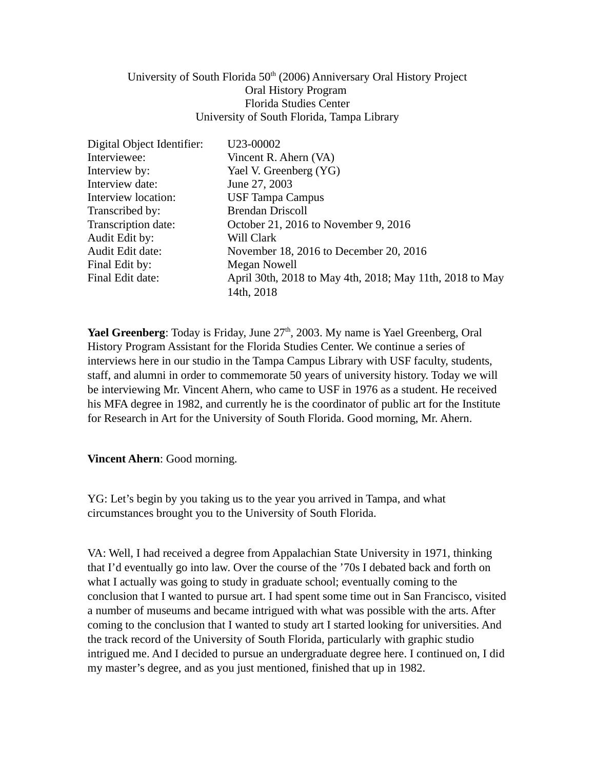University of South Florida 50th (2006) Anniversary Oral History Project
Oral History Program
Florida Studies Center
University of South Florida, Tampa Library

| | |
|---|---|
| Digital Object Identifier: | U23-00002 |
| Interviewee: | Vincent R. Ahern (VA) |
| Interview by: | Yael V. Greenberg (YG) |
| Interview date: | June 27, 2003 |
| Interview location: | USF Tampa Campus |
| Transcribed by: | Brendan Driscoll |
| Transcription date: | October 21, 2016 to November 9, 2016 |
| Audit Edit by: | Will Clark |
| Audit Edit date: | November 18, 2016 to December 20, 2016 |
| Final Edit by: | Megan Nowell |
| Final Edit date: | April 30th, 2018 to May 4th, 2018; May 11th, 2018 to May 14th, 2018 |

**Yael Greenberg**: Today is Friday, June 27th, 2003. My name is Yael Greenberg, Oral History Program Assistant for the Florida Studies Center. We continue a series of interviews here in our studio in the Tampa Campus Library with USF faculty, students, staff, and alumni in order to commemorate 50 years of university history. Today we will be interviewing Mr. Vincent Ahern, who came to USF in 1976 as a student. He received his MFA degree in 1982, and currently he is the coordinator of public art for the Institute for Research in Art for the University of South Florida. Good morning, Mr. Ahern.

**Vincent Ahern**: Good morning.

YG: Let's begin by you taking us to the year you arrived in Tampa, and what circumstances brought you to the University of South Florida.

VA: Well, I had received a degree from Appalachian State University in 1971, thinking that I'd eventually go into law. Over the course of the '70s I debated back and forth on what I actually was going to study in graduate school; eventually coming to the conclusion that I wanted to pursue art. I had spent some time out in San Francisco, visited a number of museums and became intrigued with what was possible with the arts. After coming to the conclusion that I wanted to study art I started looking for universities. And the track record of the University of South Florida, particularly with graphic studio intrigued me. And I decided to pursue an undergraduate degree here. I continued on, I did my master's degree, and as you just mentioned, finished that up in 1982.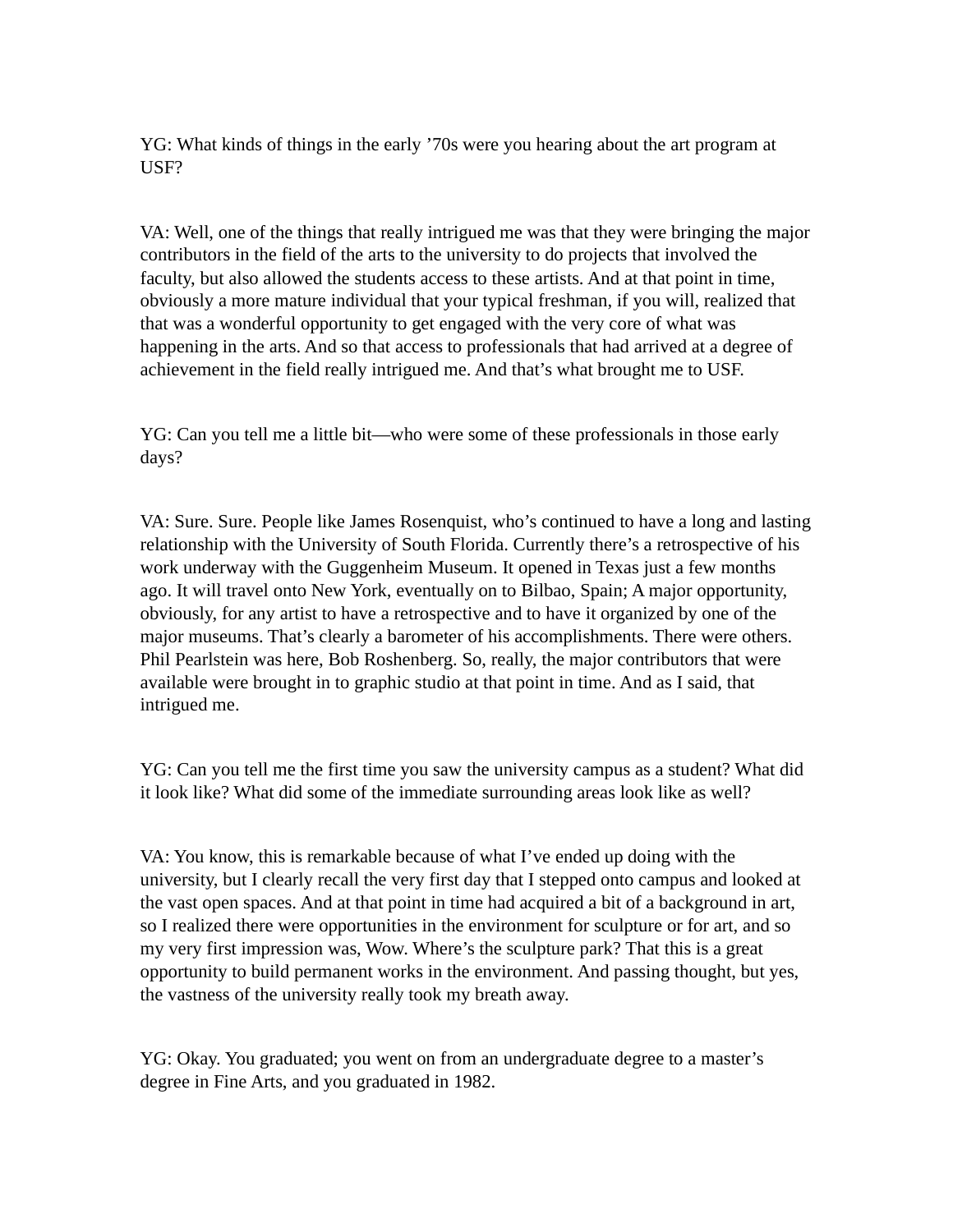YG: What kinds of things in the early ’70s were you hearing about the art program at USF?

VA: Well, one of the things that really intrigued me was that they were bringing the major contributors in the field of the arts to the university to do projects that involved the faculty, but also allowed the students access to these artists. And at that point in time, obviously a more mature individual that your typical freshman, if you will, realized that that was a wonderful opportunity to get engaged with the very core of what was happening in the arts. And so that access to professionals that had arrived at a degree of achievement in the field really intrigued me. And that’s what brought me to USF.

YG: Can you tell me a little bit—who were some of these professionals in those early days?

VA: Sure. Sure. People like James Rosenquist, who’s continued to have a long and lasting relationship with the University of South Florida. Currently there’s a retrospective of his work underway with the Guggenheim Museum. It opened in Texas just a few months ago. It will travel onto New York, eventually on to Bilbao, Spain; A major opportunity, obviously, for any artist to have a retrospective and to have it organized by one of the major museums. That’s clearly a barometer of his accomplishments. There were others. Phil Pearlstein was here, Bob Roshenberg. So, really, the major contributors that were available were brought in to graphic studio at that point in time. And as I said, that intrigued me.

YG: Can you tell me the first time you saw the university campus as a student? What did it look like? What did some of the immediate surrounding areas look like as well?

VA: You know, this is remarkable because of what I’ve ended up doing with the university, but I clearly recall the very first day that I stepped onto campus and looked at the vast open spaces. And at that point in time had acquired a bit of a background in art, so I realized there were opportunities in the environment for sculpture or for art, and so my very first impression was, Wow. Where’s the sculpture park? That this is a great opportunity to build permanent works in the environment. And passing thought, but yes, the vastness of the university really took my breath away.

YG: Okay. You graduated; you went on from an undergraduate degree to a master’s degree in Fine Arts, and you graduated in 1982.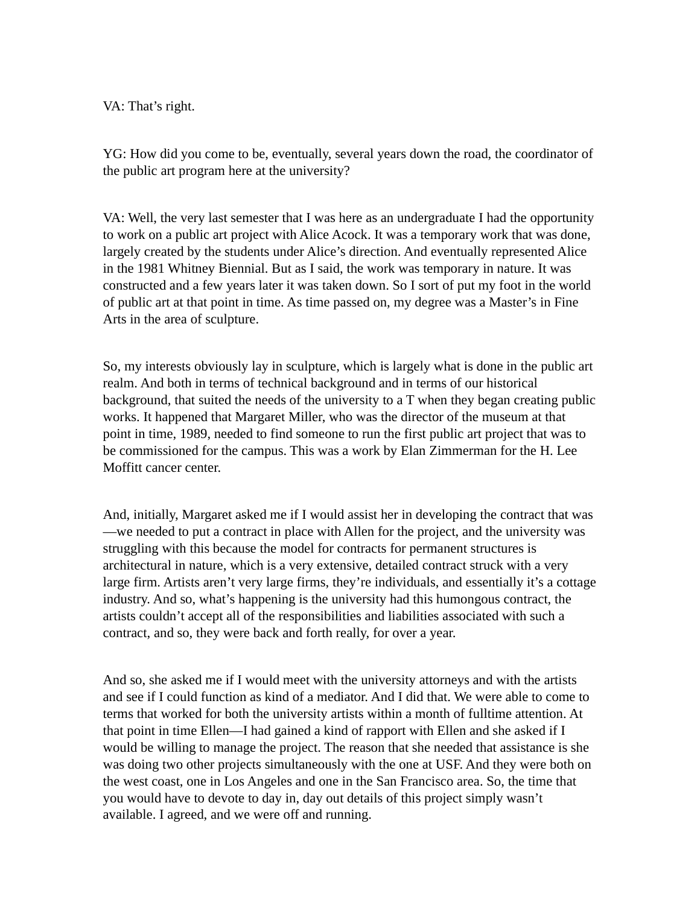VA: That's right.

YG: How did you come to be, eventually, several years down the road, the coordinator of the public art program here at the university?

VA: Well, the very last semester that I was here as an undergraduate I had the opportunity to work on a public art project with Alice Acock. It was a temporary work that was done, largely created by the students under Alice's direction. And eventually represented Alice in the 1981 Whitney Biennial. But as I said, the work was temporary in nature. It was constructed and a few years later it was taken down. So I sort of put my foot in the world of public art at that point in time. As time passed on, my degree was a Master's in Fine Arts in the area of sculpture.

So, my interests obviously lay in sculpture, which is largely what is done in the public art realm. And both in terms of technical background and in terms of our historical background, that suited the needs of the university to a T when they began creating public works. It happened that Margaret Miller, who was the director of the museum at that point in time, 1989, needed to find someone to run the first public art project that was to be commissioned for the campus. This was a work by Elan Zimmerman for the H. Lee Moffitt cancer center.

And, initially, Margaret asked me if I would assist her in developing the contract that was—we needed to put a contract in place with Allen for the project, and the university was struggling with this because the model for contracts for permanent structures is architectural in nature, which is a very extensive, detailed contract struck with a very large firm. Artists aren't very large firms, they're individuals, and essentially it's a cottage industry. And so, what's happening is the university had this humongous contract, the artists couldn't accept all of the responsibilities and liabilities associated with such a contract, and so, they were back and forth really, for over a year.

And so, she asked me if I would meet with the university attorneys and with the artists and see if I could function as kind of a mediator. And I did that. We were able to come to terms that worked for both the university artists within a month of fulltime attention. At that point in time Ellen—I had gained a kind of rapport with Ellen and she asked if I would be willing to manage the project. The reason that she needed that assistance is she was doing two other projects simultaneously with the one at USF. And they were both on the west coast, one in Los Angeles and one in the San Francisco area. So, the time that you would have to devote to day in, day out details of this project simply wasn't available. I agreed, and we were off and running.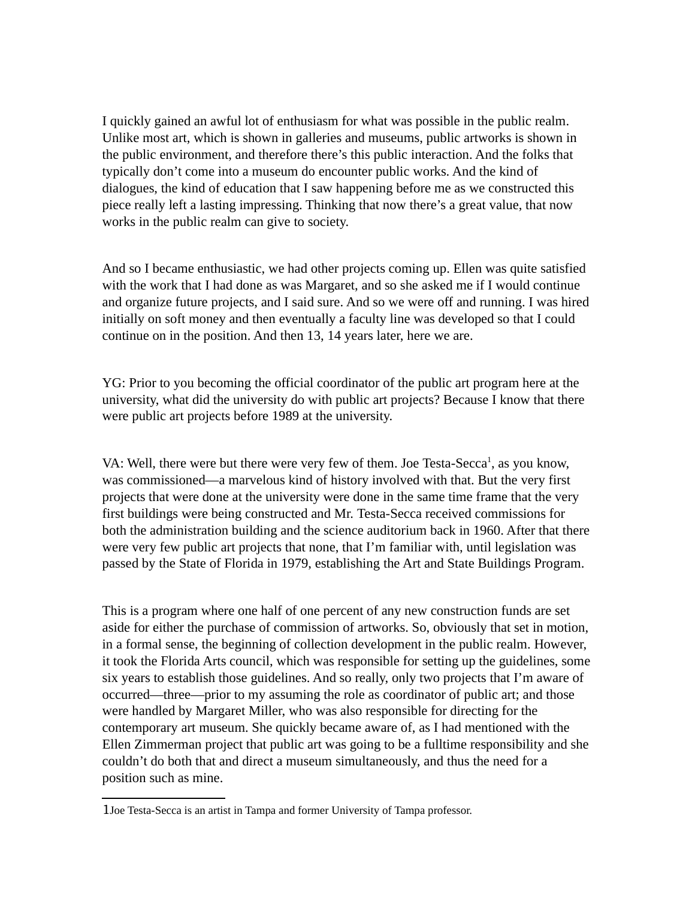I quickly gained an awful lot of enthusiasm for what was possible in the public realm. Unlike most art, which is shown in galleries and museums, public artworks is shown in the public environment, and therefore there's this public interaction. And the folks that typically don't come into a museum do encounter public works. And the kind of dialogues, the kind of education that I saw happening before me as we constructed this piece really left a lasting impressing. Thinking that now there's a great value, that now works in the public realm can give to society.

And so I became enthusiastic, we had other projects coming up. Ellen was quite satisfied with the work that I had done as was Margaret, and so she asked me if I would continue and organize future projects, and I said sure. And so we were off and running. I was hired initially on soft money and then eventually a faculty line was developed so that I could continue on in the position. And then 13, 14 years later, here we are.

YG: Prior to you becoming the official coordinator of the public art program here at the university, what did the university do with public art projects? Because I know that there were public art projects before 1989 at the university.

VA: Well, there were but there were very few of them. Joe Testa-Secca[1], as you know, was commissioned—a marvelous kind of history involved with that. But the very first projects that were done at the university were done in the same time frame that the very first buildings were being constructed and Mr. Testa-Secca received commissions for both the administration building and the science auditorium back in 1960. After that there were very few public art projects that none, that I'm familiar with, until legislation was passed by the State of Florida in 1979, establishing the Art and State Buildings Program.

This is a program where one half of one percent of any new construction funds are set aside for either the purchase of commission of artworks. So, obviously that set in motion, in a formal sense, the beginning of collection development in the public realm. However, it took the Florida Arts council, which was responsible for setting up the guidelines, some six years to establish those guidelines. And so really, only two projects that I'm aware of occurred—three—prior to my assuming the role as coordinator of public art; and those were handled by Margaret Miller, who was also responsible for directing for the contemporary art museum. She quickly became aware of, as I had mentioned with the Ellen Zimmerman project that public art was going to be a fulltime responsibility and she couldn't do both that and direct a museum simultaneously, and thus the need for a position such as mine.

---

1 Joe Testa-Secca is an artist in Tampa and former University of Tampa professor.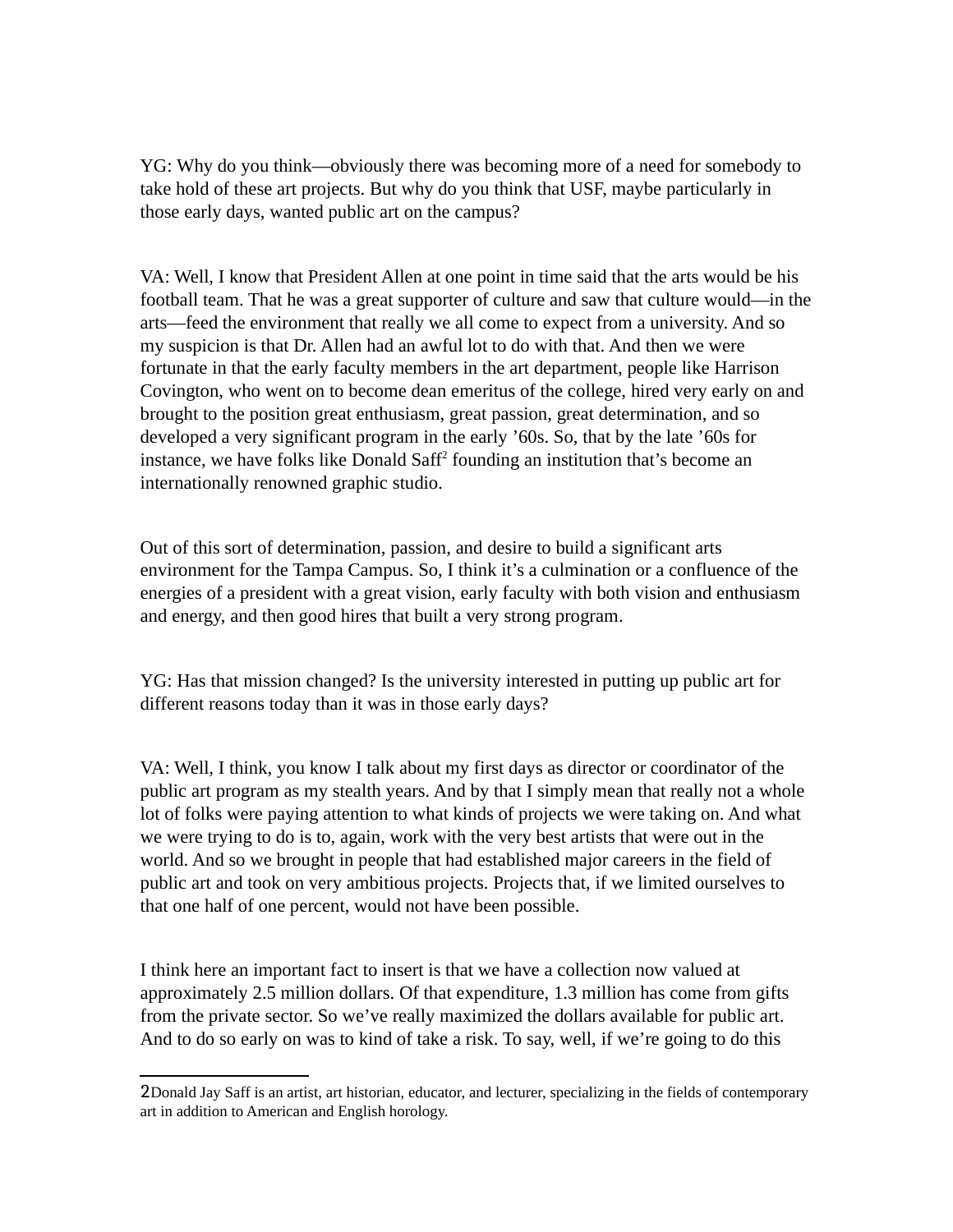YG: Why do you think—obviously there was becoming more of a need for somebody to take hold of these art projects. But why do you think that USF, maybe particularly in those early days, wanted public art on the campus?

VA: Well, I know that President Allen at one point in time said that the arts would be his football team. That he was a great supporter of culture and saw that culture would—in the arts—feed the environment that really we all come to expect from a university. And so my suspicion is that Dr. Allen had an awful lot to do with that. And then we were fortunate in that the early faculty members in the art department, people like Harrison Covington, who went on to become dean emeritus of the college, hired very early on and brought to the position great enthusiasm, great passion, great determination, and so developed a very significant program in the early ’60s. So, that by the late ’60s for instance, we have folks like Donald Saff[2] founding an institution that’s become an internationally renowned graphic studio.

Out of this sort of determination, passion, and desire to build a significant arts environment for the Tampa Campus. So, I think it’s a culmination or a confluence of the energies of a president with a great vision, early faculty with both vision and enthusiasm and energy, and then good hires that built a very strong program.

YG: Has that mission changed? Is the university interested in putting up public art for different reasons today than it was in those early days?

VA: Well, I think, you know I talk about my first days as director or coordinator of the public art program as my stealth years. And by that I simply mean that really not a whole lot of folks were paying attention to what kinds of projects we were taking on. And what we were trying to do is to, again, work with the very best artists that were out in the world. And so we brought in people that had established major careers in the field of public art and took on very ambitious projects. Projects that, if we limited ourselves to that one half of one percent, would not have been possible.

I think here an important fact to insert is that we have a collection now valued at approximately 2.5 million dollars. Of that expenditure, 1.3 million has come from gifts from the private sector. So we’ve really maximized the dollars available for public art. And to do so early on was to kind of take a risk. To say, well, if we’re going to do this

---

[2] Donald Jay Saff is an artist, art historian, educator, and lecturer, specializing in the fields of contemporary art in addition to American and English horology.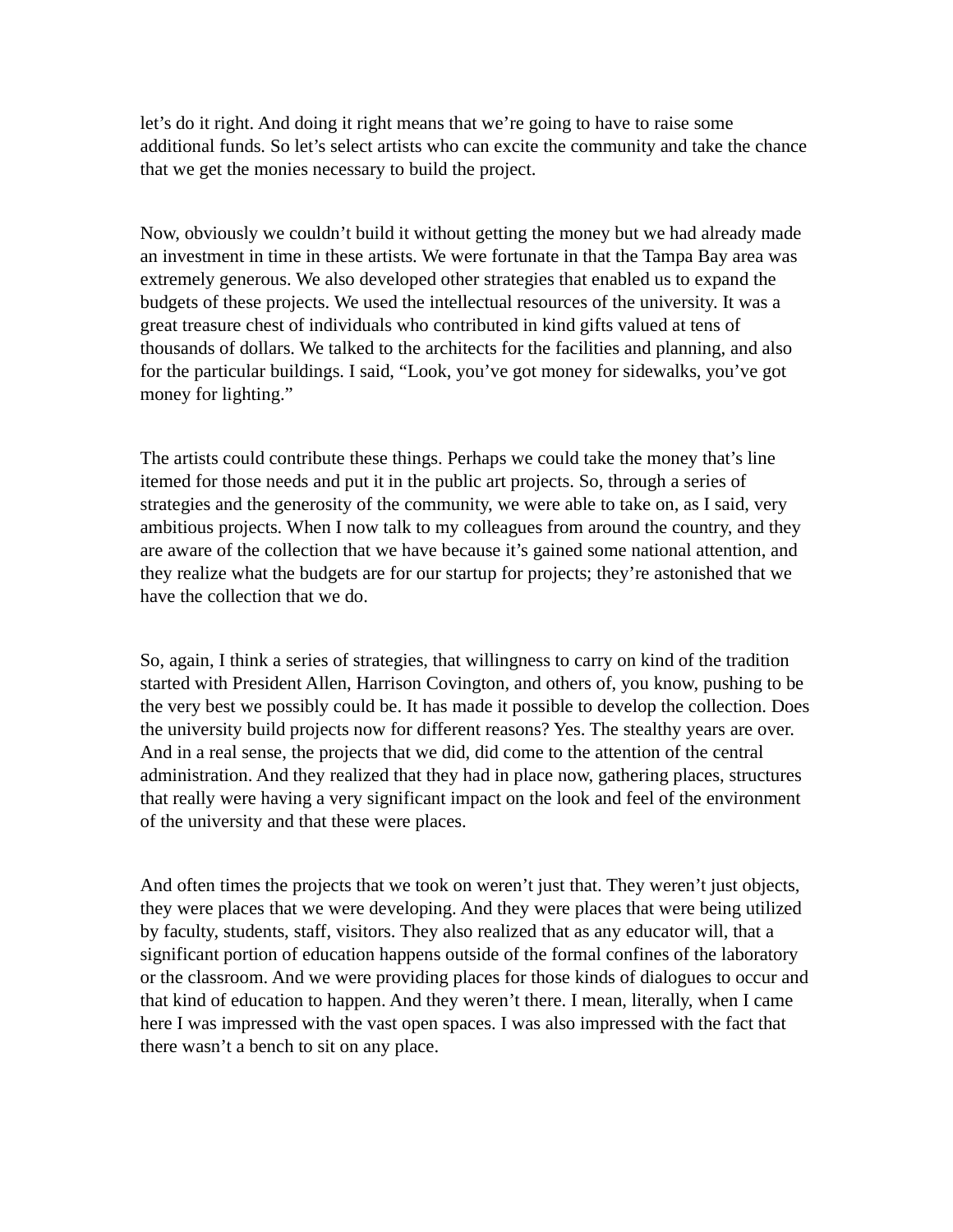let's do it right. And doing it right means that we're going to have to raise some additional funds. So let's select artists who can excite the community and take the chance that we get the monies necessary to build the project.

Now, obviously we couldn't build it without getting the money but we had already made an investment in time in these artists. We were fortunate in that the Tampa Bay area was extremely generous. We also developed other strategies that enabled us to expand the budgets of these projects. We used the intellectual resources of the university. It was a great treasure chest of individuals who contributed in kind gifts valued at tens of thousands of dollars. We talked to the architects for the facilities and planning, and also for the particular buildings. I said, "Look, you've got money for sidewalks, you've got money for lighting."

The artists could contribute these things. Perhaps we could take the money that's line itemed for those needs and put it in the public art projects. So, through a series of strategies and the generosity of the community, we were able to take on, as I said, very ambitious projects. When I now talk to my colleagues from around the country, and they are aware of the collection that we have because it's gained some national attention, and they realize what the budgets are for our startup for projects; they're astonished that we have the collection that we do.

So, again, I think a series of strategies, that willingness to carry on kind of the tradition started with President Allen, Harrison Covington, and others of, you know, pushing to be the very best we possibly could be. It has made it possible to develop the collection. Does the university build projects now for different reasons? Yes. The stealthy years are over. And in a real sense, the projects that we did, did come to the attention of the central administration. And they realized that they had in place now, gathering places, structures that really were having a very significant impact on the look and feel of the environment of the university and that these were places.

And often times the projects that we took on weren't just that. They weren't just objects, they were places that we were developing. And they were places that were being utilized by faculty, students, staff, visitors. They also realized that as any educator will, that a significant portion of education happens outside of the formal confines of the laboratory or the classroom. And we were providing places for those kinds of dialogues to occur and that kind of education to happen. And they weren't there. I mean, literally, when I came here I was impressed with the vast open spaces. I was also impressed with the fact that there wasn't a bench to sit on any place.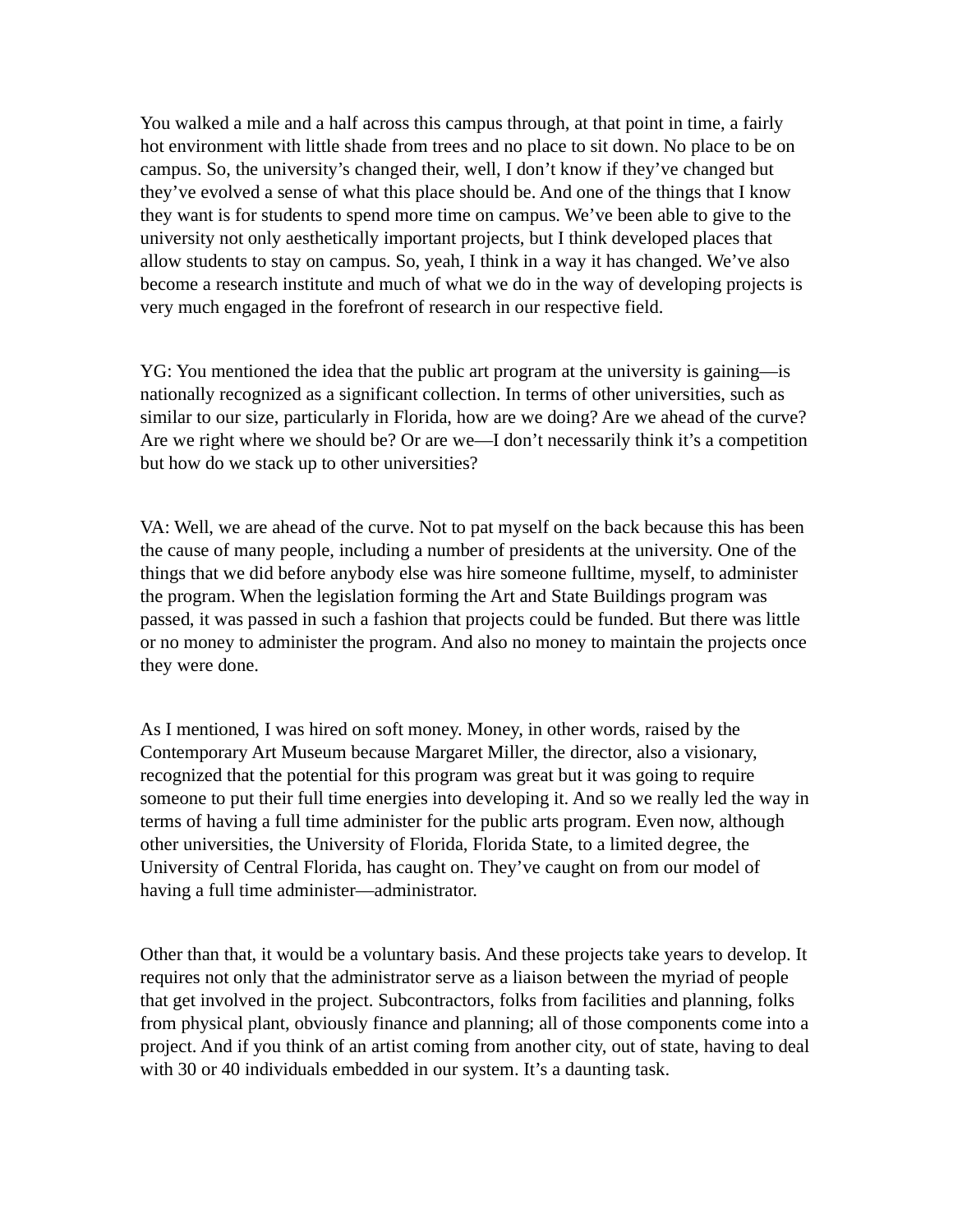You walked a mile and a half across this campus through, at that point in time, a fairly hot environment with little shade from trees and no place to sit down. No place to be on campus. So, the university's changed their, well, I don't know if they've changed but they've evolved a sense of what this place should be. And one of the things that I know they want is for students to spend more time on campus. We've been able to give to the university not only aesthetically important projects, but I think developed places that allow students to stay on campus. So, yeah, I think in a way it has changed. We've also become a research institute and much of what we do in the way of developing projects is very much engaged in the forefront of research in our respective field.

YG: You mentioned the idea that the public art program at the university is gaining—is nationally recognized as a significant collection. In terms of other universities, such as similar to our size, particularly in Florida, how are we doing? Are we ahead of the curve? Are we right where we should be? Or are we—I don't necessarily think it's a competition but how do we stack up to other universities?

VA: Well, we are ahead of the curve. Not to pat myself on the back because this has been the cause of many people, including a number of presidents at the university. One of the things that we did before anybody else was hire someone fulltime, myself, to administer the program. When the legislation forming the Art and State Buildings program was passed, it was passed in such a fashion that projects could be funded. But there was little or no money to administer the program. And also no money to maintain the projects once they were done.

As I mentioned, I was hired on soft money. Money, in other words, raised by the Contemporary Art Museum because Margaret Miller, the director, also a visionary, recognized that the potential for this program was great but it was going to require someone to put their full time energies into developing it. And so we really led the way in terms of having a full time administer for the public arts program. Even now, although other universities, the University of Florida, Florida State, to a limited degree, the University of Central Florida, has caught on. They've caught on from our model of having a full time administer—administrator.

Other than that, it would be a voluntary basis. And these projects take years to develop. It requires not only that the administrator serve as a liaison between the myriad of people that get involved in the project. Subcontractors, folks from facilities and planning, folks from physical plant, obviously finance and planning; all of those components come into a project. And if you think of an artist coming from another city, out of state, having to deal with 30 or 40 individuals embedded in our system. It's a daunting task.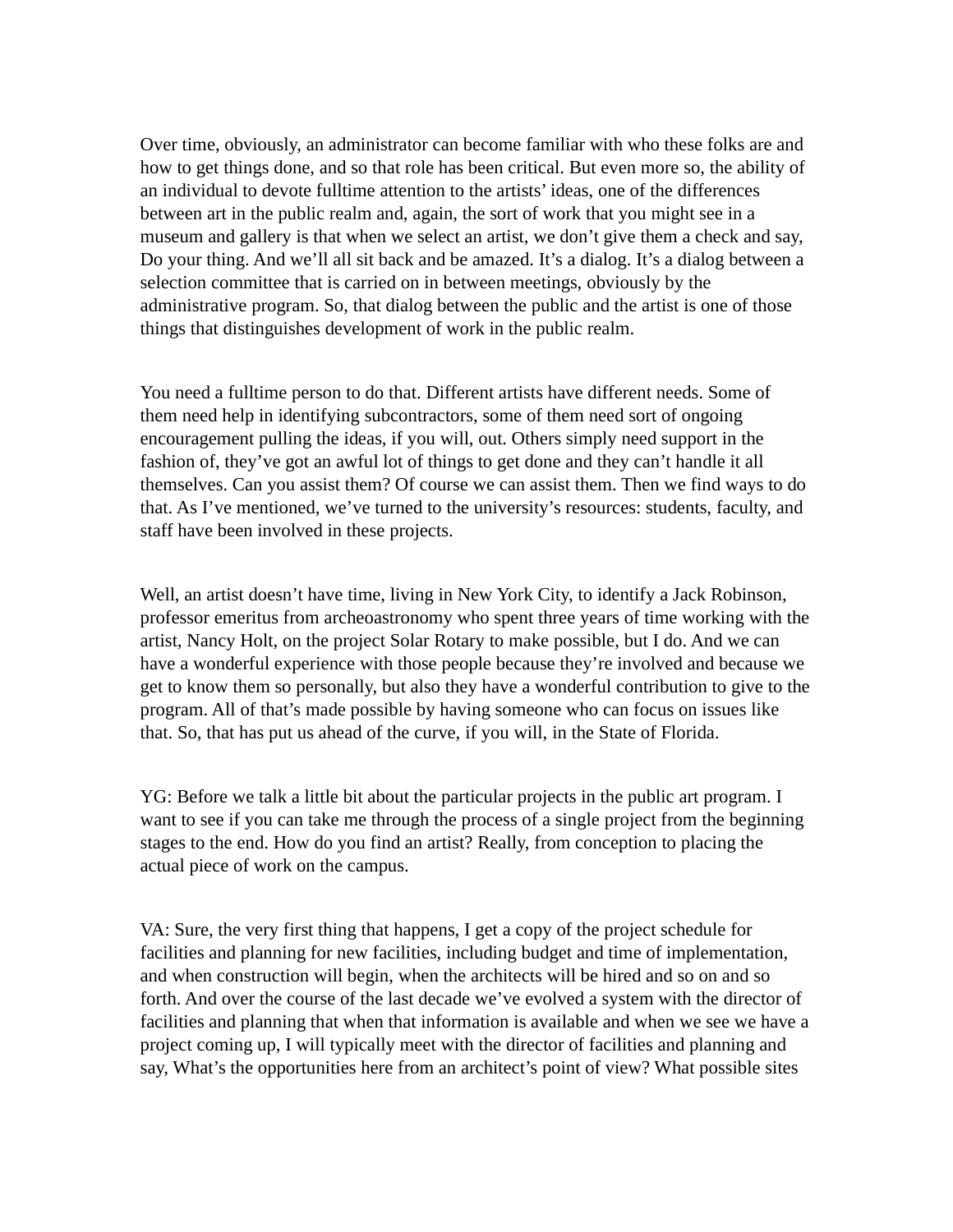Over time, obviously, an administrator can become familiar with who these folks are and how to get things done, and so that role has been critical. But even more so, the ability of an individual to devote fulltime attention to the artists' ideas, one of the differences between art in the public realm and, again, the sort of work that you might see in a museum and gallery is that when we select an artist, we don't give them a check and say, Do your thing. And we'll all sit back and be amazed. It's a dialog. It's a dialog between a selection committee that is carried on in between meetings, obviously by the administrative program. So, that dialog between the public and the artist is one of those things that distinguishes development of work in the public realm.

You need a fulltime person to do that. Different artists have different needs. Some of them need help in identifying subcontractors, some of them need sort of ongoing encouragement pulling the ideas, if you will, out. Others simply need support in the fashion of, they've got an awful lot of things to get done and they can't handle it all themselves. Can you assist them? Of course we can assist them. Then we find ways to do that. As I've mentioned, we've turned to the university's resources: students, faculty, and staff have been involved in these projects.

Well, an artist doesn't have time, living in New York City, to identify a Jack Robinson, professor emeritus from archeoastronomy who spent three years of time working with the artist, Nancy Holt, on the project Solar Rotary to make possible, but I do. And we can have a wonderful experience with those people because they're involved and because we get to know them so personally, but also they have a wonderful contribution to give to the program. All of that's made possible by having someone who can focus on issues like that. So, that has put us ahead of the curve, if you will, in the State of Florida.

YG: Before we talk a little bit about the particular projects in the public art program. I want to see if you can take me through the process of a single project from the beginning stages to the end. How do you find an artist? Really, from conception to placing the actual piece of work on the campus.

VA: Sure, the very first thing that happens, I get a copy of the project schedule for facilities and planning for new facilities, including budget and time of implementation, and when construction will begin, when the architects will be hired and so on and so forth. And over the course of the last decade we've evolved a system with the director of facilities and planning that when that information is available and when we see we have a project coming up, I will typically meet with the director of facilities and planning and say, What's the opportunities here from an architect's point of view? What possible sites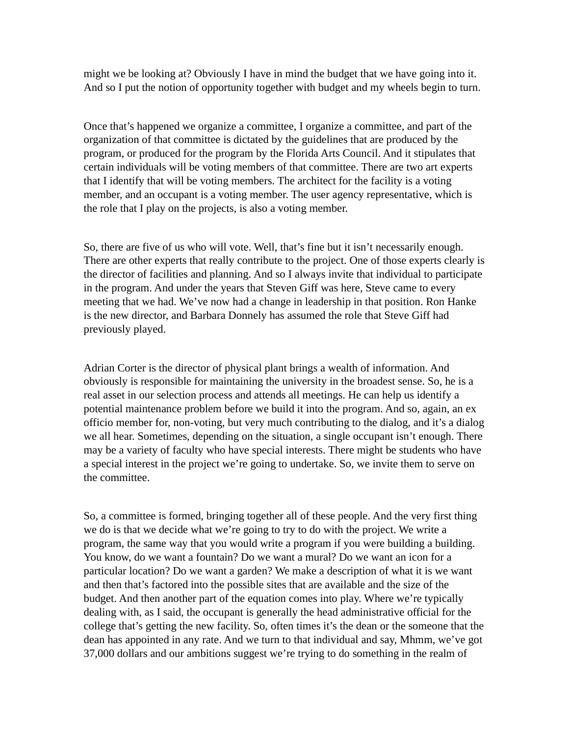might we be looking at? Obviously I have in mind the budget that we have going into it. And so I put the notion of opportunity together with budget and my wheels begin to turn.

Once that's happened we organize a committee, I organize a committee, and part of the organization of that committee is dictated by the guidelines that are produced by the program, or produced for the program by the Florida Arts Council. And it stipulates that certain individuals will be voting members of that committee. There are two art experts that I identify that will be voting members. The architect for the facility is a voting member, and an occupant is a voting member. The user agency representative, which is the role that I play on the projects, is also a voting member.

So, there are five of us who will vote. Well, that's fine but it isn't necessarily enough. There are other experts that really contribute to the project. One of those experts clearly is the director of facilities and planning. And so I always invite that individual to participate in the program. And under the years that Steven Giff was here, Steve came to every meeting that we had. We've now had a change in leadership in that position. Ron Hanke is the new director, and Barbara Donnely has assumed the role that Steve Giff had previously played.

Adrian Corter is the director of physical plant brings a wealth of information. And obviously is responsible for maintaining the university in the broadest sense. So, he is a real asset in our selection process and attends all meetings. He can help us identify a potential maintenance problem before we build it into the program. And so, again, an ex officio member for, non-voting, but very much contributing to the dialog, and it's a dialog we all hear. Sometimes, depending on the situation, a single occupant isn't enough. There may be a variety of faculty who have special interests. There might be students who have a special interest in the project we're going to undertake. So, we invite them to serve on the committee.

So, a committee is formed, bringing together all of these people. And the very first thing we do is that we decide what we're going to try to do with the project. We write a program, the same way that you would write a program if you were building a building. You know, do we want a fountain? Do we want a mural? Do we want an icon for a particular location? Do we want a garden? We make a description of what it is we want and then that's factored into the possible sites that are available and the size of the budget. And then another part of the equation comes into play. Where we're typically dealing with, as I said, the occupant is generally the head administrative official for the college that's getting the new facility. So, often times it's the dean or the someone that the dean has appointed in any rate. And we turn to that individual and say, Mhmm, we've got 37,000 dollars and our ambitions suggest we're trying to do something in the realm of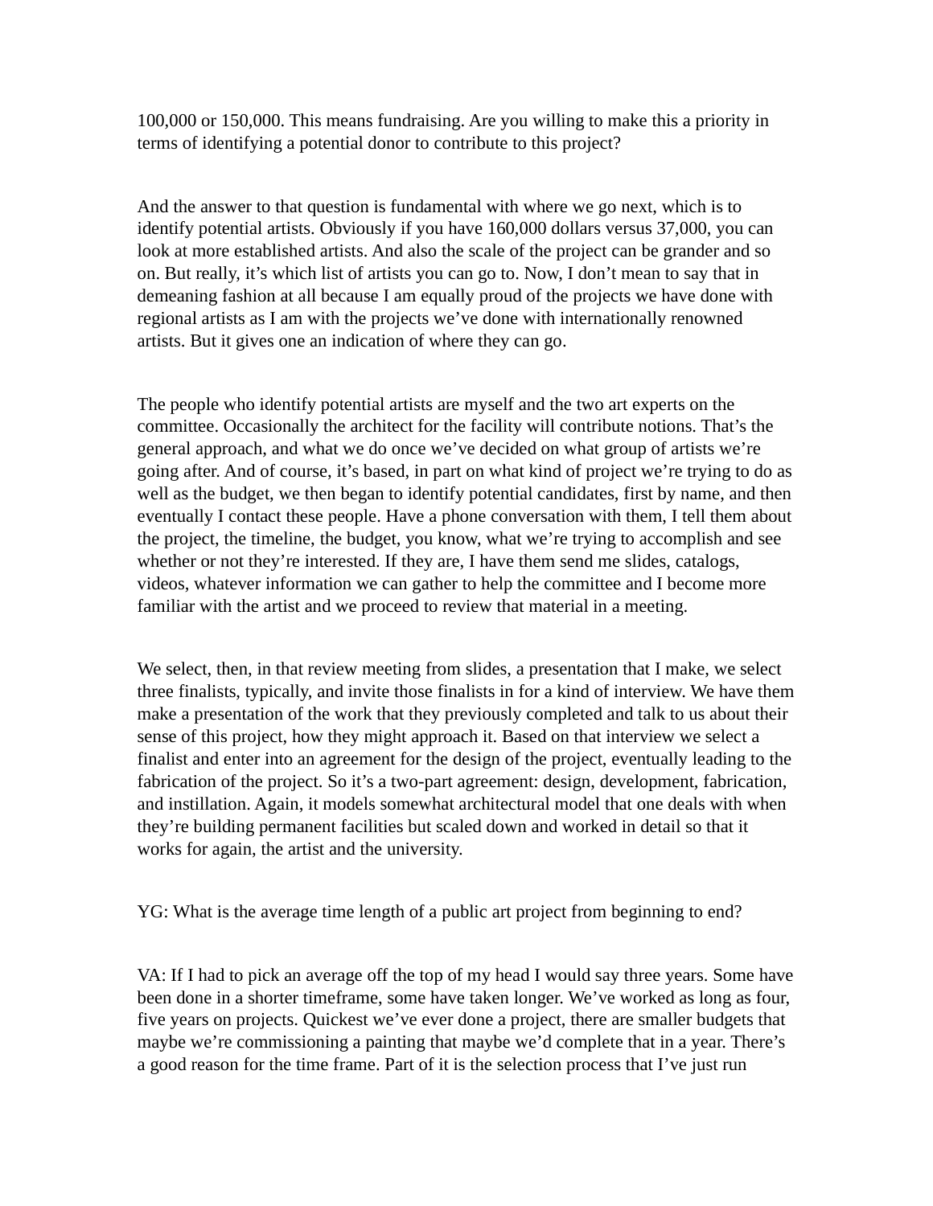100,000 or 150,000. This means fundraising. Are you willing to make this a priority in terms of identifying a potential donor to contribute to this project?

And the answer to that question is fundamental with where we go next, which is to identify potential artists. Obviously if you have 160,000 dollars versus 37,000, you can look at more established artists. And also the scale of the project can be grander and so on. But really, it's which list of artists you can go to. Now, I don't mean to say that in demeaning fashion at all because I am equally proud of the projects we have done with regional artists as I am with the projects we've done with internationally renowned artists. But it gives one an indication of where they can go.

The people who identify potential artists are myself and the two art experts on the committee. Occasionally the architect for the facility will contribute notions. That's the general approach, and what we do once we've decided on what group of artists we're going after. And of course, it's based, in part on what kind of project we're trying to do as well as the budget, we then began to identify potential candidates, first by name, and then eventually I contact these people. Have a phone conversation with them, I tell them about the project, the timeline, the budget, you know, what we're trying to accomplish and see whether or not they're interested. If they are, I have them send me slides, catalogs, videos, whatever information we can gather to help the committee and I become more familiar with the artist and we proceed to review that material in a meeting.

We select, then, in that review meeting from slides, a presentation that I make, we select three finalists, typically, and invite those finalists in for a kind of interview. We have them make a presentation of the work that they previously completed and talk to us about their sense of this project, how they might approach it. Based on that interview we select a finalist and enter into an agreement for the design of the project, eventually leading to the fabrication of the project. So it's a two-part agreement: design, development, fabrication, and instillation. Again, it models somewhat architectural model that one deals with when they're building permanent facilities but scaled down and worked in detail so that it works for again, the artist and the university.

YG: What is the average time length of a public art project from beginning to end?

VA: If I had to pick an average off the top of my head I would say three years. Some have been done in a shorter timeframe, some have taken longer. We've worked as long as four, five years on projects. Quickest we've ever done a project, there are smaller budgets that maybe we're commissioning a painting that maybe we'd complete that in a year. There's a good reason for the time frame. Part of it is the selection process that I've just run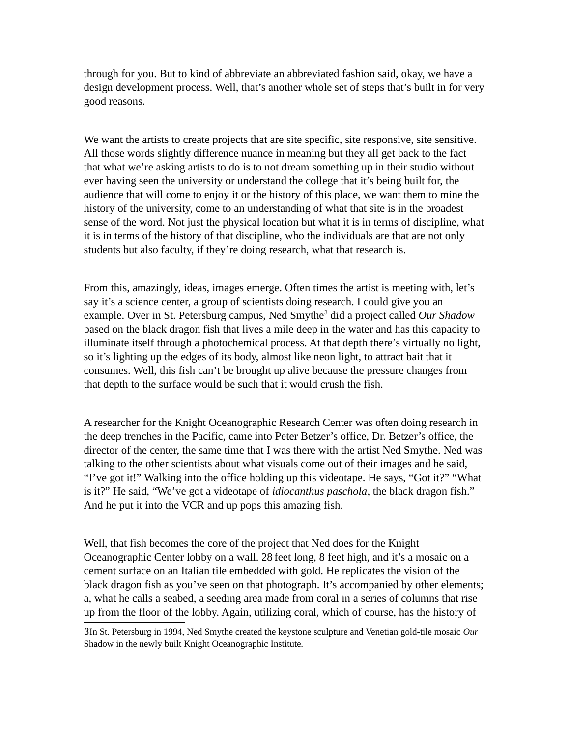through for you. But to kind of abbreviate an abbreviated fashion said, okay, we have a design development process. Well, that's another whole set of steps that's built in for very good reasons.

We want the artists to create projects that are site specific, site responsive, site sensitive. All those words slightly difference nuance in meaning but they all get back to the fact that what we're asking artists to do is to not dream something up in their studio without ever having seen the university or understand the college that it's being built for, the audience that will come to enjoy it or the history of this place, we want them to mine the history of the university, come to an understanding of what that site is in the broadest sense of the word. Not just the physical location but what it is in terms of discipline, what it is in terms of the history of that discipline, who the individuals are that are not only students but also faculty, if they're doing research, what that research is.

From this, amazingly, ideas, images emerge. Often times the artist is meeting with, let's say it's a science center, a group of scientists doing research. I could give you an example. Over in St. Petersburg campus, Ned Smythe[3] did a project called *Our Shadow* based on the black dragon fish that lives a mile deep in the water and has this capacity to illuminate itself through a photochemical process. At that depth there's virtually no light, so it's lighting up the edges of its body, almost like neon light, to attract bait that it consumes. Well, this fish can't be brought up alive because the pressure changes from that depth to the surface would be such that it would crush the fish.

A researcher for the Knight Oceanographic Research Center was often doing research in the deep trenches in the Pacific, came into Peter Betzer's office, Dr. Betzer's office, the director of the center, the same time that I was there with the artist Ned Smythe. Ned was talking to the other scientists about what visuals come out of their images and he said, "I've got it!" Walking into the office holding up this videotape. He says, "Got it?" "What is it?" He said, "We've got a videotape of *idiocanthus paschola*, the black dragon fish." And he put it into the VCR and up pops this amazing fish.

Well, that fish becomes the core of the project that Ned does for the Knight Oceanographic Center lobby on a wall. 28 feet long, 8 feet high, and it's a mosaic on a cement surface on an Italian tile embedded with gold. He replicates the vision of the black dragon fish as you've seen on that photograph. It's accompanied by other elements; a, what he calls a seabed, a seeding area made from coral in a series of columns that rise up from the floor of the lobby. Again, utilizing coral, which of course, has the history of

---

3 In St. Petersburg in 1994, Ned Smythe created the keystone sculpture and Venetian gold-tile mosaic *Our* Shadow in the newly built Knight Oceanographic Institute.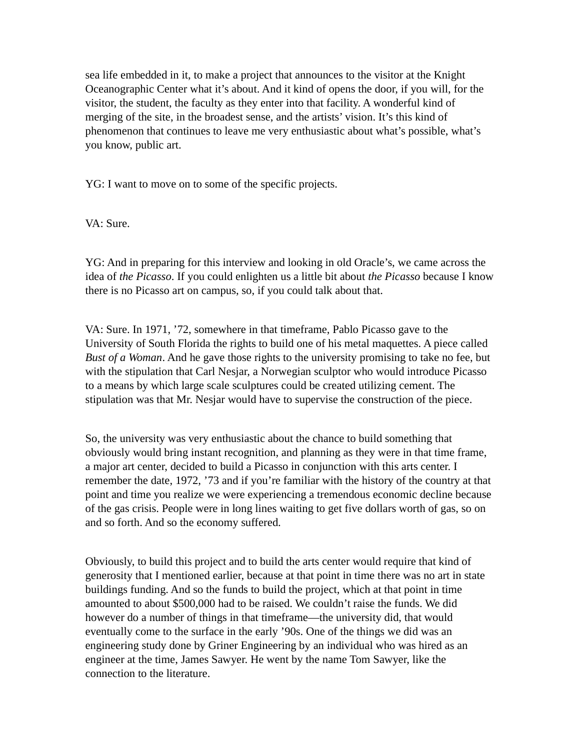sea life embedded in it, to make a project that announces to the visitor at the Knight Oceanographic Center what it's about. And it kind of opens the door, if you will, for the visitor, the student, the faculty as they enter into that facility. A wonderful kind of merging of the site, in the broadest sense, and the artists' vision. It's this kind of phenomenon that continues to leave me very enthusiastic about what's possible, what's you know, public art.

YG: I want to move on to some of the specific projects.

VA: Sure.

YG: And in preparing for this interview and looking in old Oracle's, we came across the idea of *the Picasso*. If you could enlighten us a little bit about *the Picasso* because I know there is no Picasso art on campus, so, if you could talk about that.

VA: Sure. In 1971, '72, somewhere in that timeframe, Pablo Picasso gave to the University of South Florida the rights to build one of his metal maquettes. A piece called *Bust of a Woman*. And he gave those rights to the university promising to take no fee, but with the stipulation that Carl Nesjar, a Norwegian sculptor who would introduce Picasso to a means by which large scale sculptures could be created utilizing cement. The stipulation was that Mr. Nesjar would have to supervise the construction of the piece.

So, the university was very enthusiastic about the chance to build something that obviously would bring instant recognition, and planning as they were in that time frame, a major art center, decided to build a Picasso in conjunction with this arts center. I remember the date, 1972, '73 and if you're familiar with the history of the country at that point and time you realize we were experiencing a tremendous economic decline because of the gas crisis. People were in long lines waiting to get five dollars worth of gas, so on and so forth. And so the economy suffered.

Obviously, to build this project and to build the arts center would require that kind of generosity that I mentioned earlier, because at that point in time there was no art in state buildings funding. And so the funds to build the project, which at that point in time amounted to about $500,000 had to be raised. We couldn't raise the funds. We did however do a number of things in that timeframe—the university did, that would eventually come to the surface in the early '90s. One of the things we did was an engineering study done by Griner Engineering by an individual who was hired as an engineer at the time, James Sawyer. He went by the name Tom Sawyer, like the connection to the literature.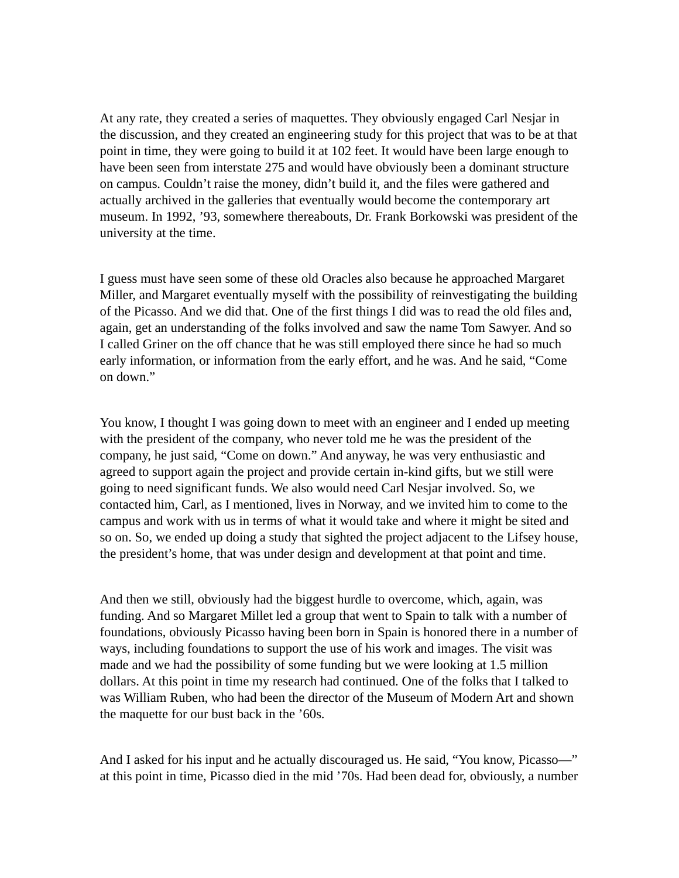At any rate, they created a series of maquettes. They obviously engaged Carl Nesjar in the discussion, and they created an engineering study for this project that was to be at that point in time, they were going to build it at 102 feet. It would have been large enough to have been seen from interstate 275 and would have obviously been a dominant structure on campus. Couldn't raise the money, didn't build it, and the files were gathered and actually archived in the galleries that eventually would become the contemporary art museum. In 1992, '93, somewhere thereabouts, Dr. Frank Borkowski was president of the university at the time.

I guess must have seen some of these old Oracles also because he approached Margaret Miller, and Margaret eventually myself with the possibility of reinvestigating the building of the Picasso. And we did that. One of the first things I did was to read the old files and, again, get an understanding of the folks involved and saw the name Tom Sawyer. And so I called Griner on the off chance that he was still employed there since he had so much early information, or information from the early effort, and he was. And he said, "Come on down."

You know, I thought I was going down to meet with an engineer and I ended up meeting with the president of the company, who never told me he was the president of the company, he just said, "Come on down." And anyway, he was very enthusiastic and agreed to support again the project and provide certain in-kind gifts, but we still were going to need significant funds. We also would need Carl Nesjar involved. So, we contacted him, Carl, as I mentioned, lives in Norway, and we invited him to come to the campus and work with us in terms of what it would take and where it might be sited and so on. So, we ended up doing a study that sighted the project adjacent to the Lifsey house, the president's home, that was under design and development at that point and time.

And then we still, obviously had the biggest hurdle to overcome, which, again, was funding. And so Margaret Millet led a group that went to Spain to talk with a number of foundations, obviously Picasso having been born in Spain is honored there in a number of ways, including foundations to support the use of his work and images. The visit was made and we had the possibility of some funding but we were looking at 1.5 million dollars. At this point in time my research had continued. One of the folks that I talked to was William Ruben, who had been the director of the Museum of Modern Art and shown the maquette for our bust back in the '60s.

And I asked for his input and he actually discouraged us. He said, "You know, Picasso—" at this point in time, Picasso died in the mid '70s. Had been dead for, obviously, a number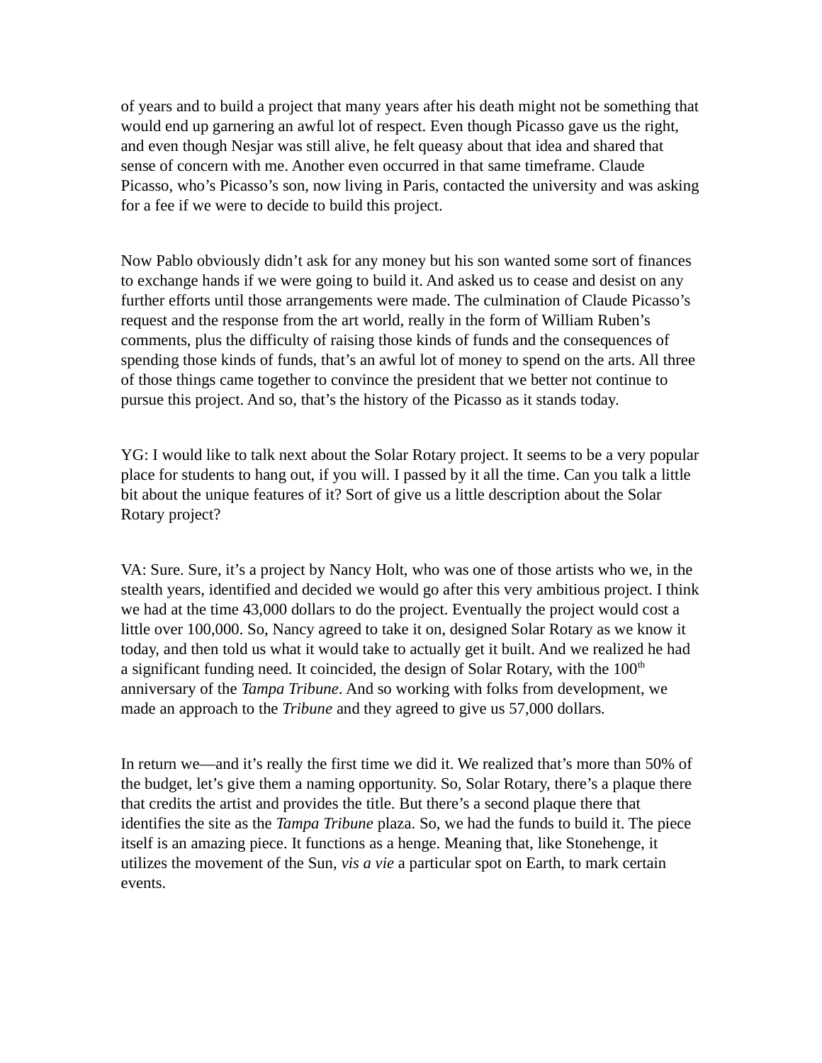of years and to build a project that many years after his death might not be something that would end up garnering an awful lot of respect. Even though Picasso gave us the right, and even though Nesjar was still alive, he felt queasy about that idea and shared that sense of concern with me. Another even occurred in that same timeframe. Claude Picasso, who's Picasso's son, now living in Paris, contacted the university and was asking for a fee if we were to decide to build this project.

Now Pablo obviously didn't ask for any money but his son wanted some sort of finances to exchange hands if we were going to build it. And asked us to cease and desist on any further efforts until those arrangements were made. The culmination of Claude Picasso's request and the response from the art world, really in the form of William Ruben's comments, plus the difficulty of raising those kinds of funds and the consequences of spending those kinds of funds, that's an awful lot of money to spend on the arts. All three of those things came together to convince the president that we better not continue to pursue this project. And so, that's the history of the Picasso as it stands today.

YG: I would like to talk next about the Solar Rotary project. It seems to be a very popular place for students to hang out, if you will. I passed by it all the time. Can you talk a little bit about the unique features of it? Sort of give us a little description about the Solar Rotary project?

VA: Sure. Sure, it's a project by Nancy Holt, who was one of those artists who we, in the stealth years, identified and decided we would go after this very ambitious project. I think we had at the time 43,000 dollars to do the project. Eventually the project would cost a little over 100,000. So, Nancy agreed to take it on, designed Solar Rotary as we know it today, and then told us what it would take to actually get it built. And we realized he had a significant funding need. It coincided, the design of Solar Rotary, with the 100th anniversary of the *Tampa Tribune*. And so working with folks from development, we made an approach to the *Tribune* and they agreed to give us 57,000 dollars.

In return we—and it's really the first time we did it. We realized that's more than 50% of the budget, let's give them a naming opportunity. So, Solar Rotary, there's a plaque there that credits the artist and provides the title. But there's a second plaque there that identifies the site as the *Tampa Tribune* plaza. So, we had the funds to build it. The piece itself is an amazing piece. It functions as a henge. Meaning that, like Stonehenge, it utilizes the movement of the Sun, *vis a vie* a particular spot on Earth, to mark certain events.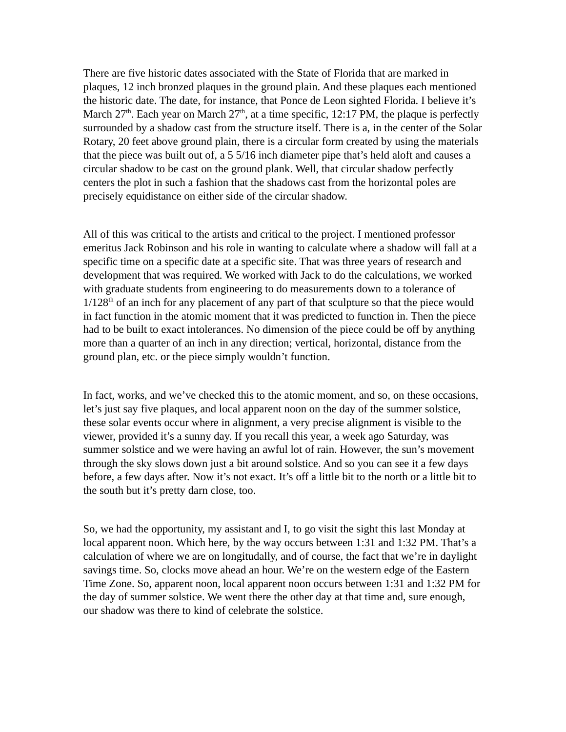There are five historic dates associated with the State of Florida that are marked in plaques, 12 inch bronzed plaques in the ground plain. And these plaques each mentioned the historic date. The date, for instance, that Ponce de Leon sighted Florida. I believe it's March 27th. Each year on March 27th, at a time specific, 12:17 PM, the plaque is perfectly surrounded by a shadow cast from the structure itself. There is a, in the center of the Solar Rotary, 20 feet above ground plain, there is a circular form created by using the materials that the piece was built out of, a 5 5/16 inch diameter pipe that's held aloft and causes a circular shadow to be cast on the ground plank. Well, that circular shadow perfectly centers the plot in such a fashion that the shadows cast from the horizontal poles are precisely equidistance on either side of the circular shadow.

All of this was critical to the artists and critical to the project. I mentioned professor emeritus Jack Robinson and his role in wanting to calculate where a shadow will fall at a specific time on a specific date at a specific site. That was three years of research and development that was required. We worked with Jack to do the calculations, we worked with graduate students from engineering to do measurements down to a tolerance of 1/128th of an inch for any placement of any part of that sculpture so that the piece would in fact function in the atomic moment that it was predicted to function in. Then the piece had to be built to exact intolerances. No dimension of the piece could be off by anything more than a quarter of an inch in any direction; vertical, horizontal, distance from the ground plan, etc. or the piece simply wouldn't function.

In fact, works, and we've checked this to the atomic moment, and so, on these occasions, let's just say five plaques, and local apparent noon on the day of the summer solstice, these solar events occur where in alignment, a very precise alignment is visible to the viewer, provided it's a sunny day. If you recall this year, a week ago Saturday, was summer solstice and we were having an awful lot of rain. However, the sun's movement through the sky slows down just a bit around solstice. And so you can see it a few days before, a few days after. Now it's not exact. It's off a little bit to the north or a little bit to the south but it's pretty darn close, too.

So, we had the opportunity, my assistant and I, to go visit the sight this last Monday at local apparent noon. Which here, by the way occurs between 1:31 and 1:32 PM. That's a calculation of where we are on longitudally, and of course, the fact that we're in daylight savings time. So, clocks move ahead an hour. We're on the western edge of the Eastern Time Zone. So, apparent noon, local apparent noon occurs between 1:31 and 1:32 PM for the day of summer solstice. We went there the other day at that time and, sure enough, our shadow was there to kind of celebrate the solstice.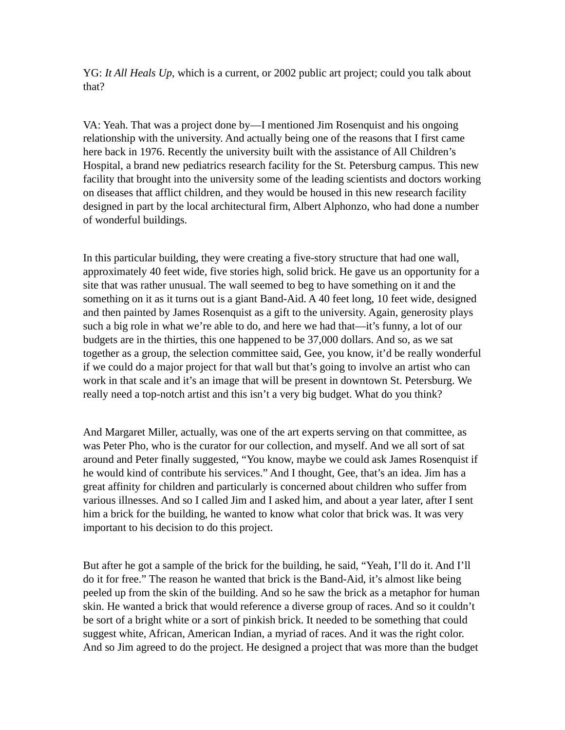YG: *It All Heals Up*, which is a current, or 2002 public art project; could you talk about that?

VA: Yeah. That was a project done by—I mentioned Jim Rosenquist and his ongoing relationship with the university. And actually being one of the reasons that I first came here back in 1976. Recently the university built with the assistance of All Children's Hospital, a brand new pediatrics research facility for the St. Petersburg campus. This new facility that brought into the university some of the leading scientists and doctors working on diseases that afflict children, and they would be housed in this new research facility designed in part by the local architectural firm, Albert Alphonzo, who had done a number of wonderful buildings.

In this particular building, they were creating a five-story structure that had one wall, approximately 40 feet wide, five stories high, solid brick. He gave us an opportunity for a site that was rather unusual. The wall seemed to beg to have something on it and the something on it as it turns out is a giant Band-Aid. A 40 feet long, 10 feet wide, designed and then painted by James Rosenquist as a gift to the university. Again, generosity plays such a big role in what we're able to do, and here we had that—it's funny, a lot of our budgets are in the thirties, this one happened to be 37,000 dollars. And so, as we sat together as a group, the selection committee said, Gee, you know, it'd be really wonderful if we could do a major project for that wall but that's going to involve an artist who can work in that scale and it's an image that will be present in downtown St. Petersburg. We really need a top-notch artist and this isn't a very big budget. What do you think?

And Margaret Miller, actually, was one of the art experts serving on that committee, as was Peter Pho, who is the curator for our collection, and myself. And we all sort of sat around and Peter finally suggested, "You know, maybe we could ask James Rosenquist if he would kind of contribute his services." And I thought, Gee, that's an idea. Jim has a great affinity for children and particularly is concerned about children who suffer from various illnesses. And so I called Jim and I asked him, and about a year later, after I sent him a brick for the building, he wanted to know what color that brick was. It was very important to his decision to do this project.

But after he got a sample of the brick for the building, he said, "Yeah, I'll do it. And I'll do it for free." The reason he wanted that brick is the Band-Aid, it's almost like being peeled up from the skin of the building. And so he saw the brick as a metaphor for human skin. He wanted a brick that would reference a diverse group of races. And so it couldn't be sort of a bright white or a sort of pinkish brick. It needed to be something that could suggest white, African, American Indian, a myriad of races. And it was the right color. And so Jim agreed to do the project. He designed a project that was more than the budget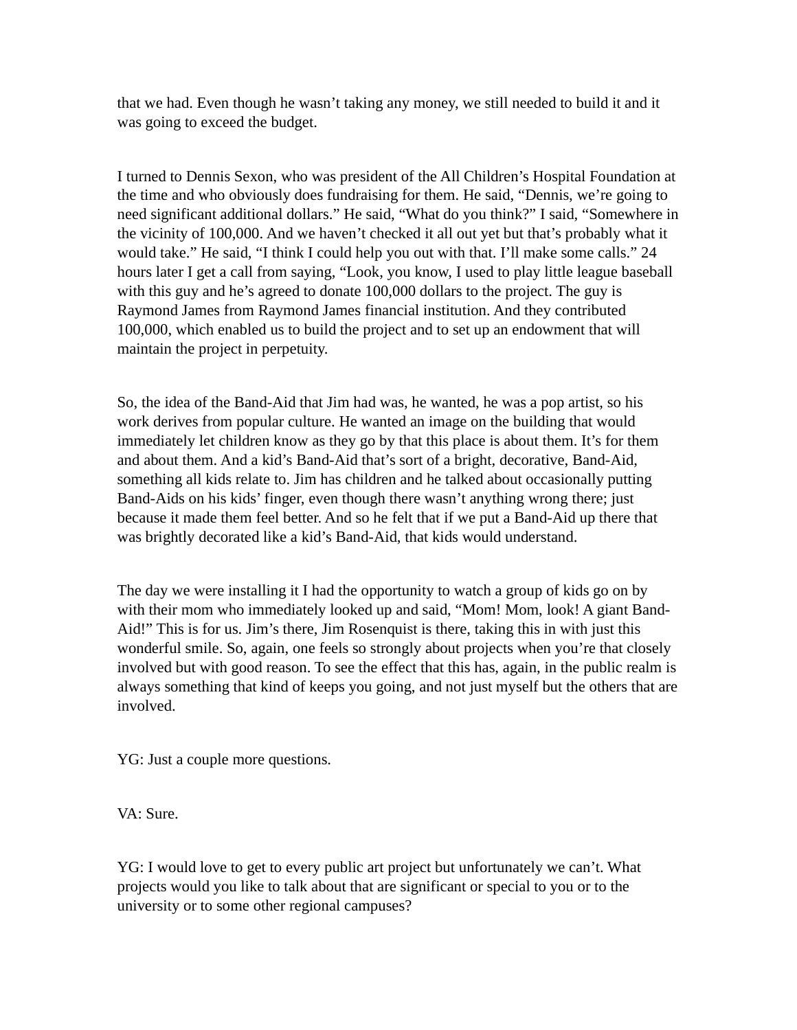that we had. Even though he wasn't taking any money, we still needed to build it and it was going to exceed the budget.

I turned to Dennis Sexon, who was president of the All Children's Hospital Foundation at the time and who obviously does fundraising for them. He said, "Dennis, we're going to need significant additional dollars." He said, "What do you think?" I said, "Somewhere in the vicinity of 100,000. And we haven't checked it all out yet but that's probably what it would take." He said, "I think I could help you out with that. I'll make some calls." 24 hours later I get a call from saying, "Look, you know, I used to play little league baseball with this guy and he's agreed to donate 100,000 dollars to the project. The guy is Raymond James from Raymond James financial institution. And they contributed 100,000, which enabled us to build the project and to set up an endowment that will maintain the project in perpetuity.

So, the idea of the Band-Aid that Jim had was, he wanted, he was a pop artist, so his work derives from popular culture. He wanted an image on the building that would immediately let children know as they go by that this place is about them. It's for them and about them. And a kid's Band-Aid that's sort of a bright, decorative, Band-Aid, something all kids relate to. Jim has children and he talked about occasionally putting Band-Aids on his kids' finger, even though there wasn't anything wrong there; just because it made them feel better. And so he felt that if we put a Band-Aid up there that was brightly decorated like a kid's Band-Aid, that kids would understand.

The day we were installing it I had the opportunity to watch a group of kids go on by with their mom who immediately looked up and said, "Mom! Mom, look! A giant Band-Aid!" This is for us. Jim's there, Jim Rosenquist is there, taking this in with just this wonderful smile. So, again, one feels so strongly about projects when you're that closely involved but with good reason. To see the effect that this has, again, in the public realm is always something that kind of keeps you going, and not just myself but the others that are involved.

YG: Just a couple more questions.

VA: Sure.

YG: I would love to get to every public art project but unfortunately we can't. What projects would you like to talk about that are significant or special to you or to the university or to some other regional campuses?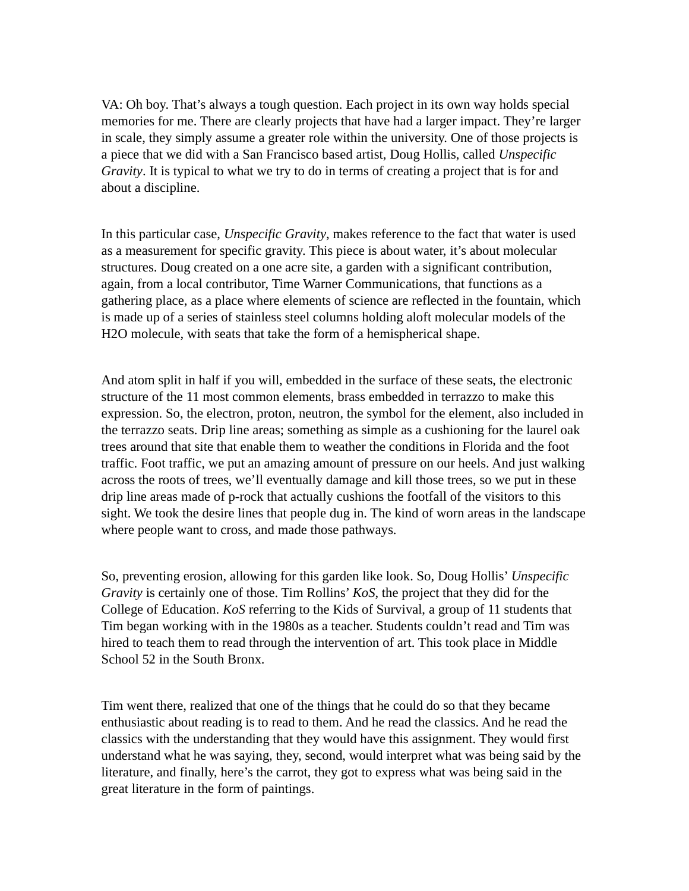VA: Oh boy. That's always a tough question. Each project in its own way holds special memories for me. There are clearly projects that have had a larger impact. They're larger in scale, they simply assume a greater role within the university. One of those projects is a piece that we did with a San Francisco based artist, Doug Hollis, called *Unspecific Gravity*. It is typical to what we try to do in terms of creating a project that is for and about a discipline.

In this particular case, *Unspecific Gravity*, makes reference to the fact that water is used as a measurement for specific gravity. This piece is about water, it's about molecular structures. Doug created on a one acre site, a garden with a significant contribution, again, from a local contributor, Time Warner Communications, that functions as a gathering place, as a place where elements of science are reflected in the fountain, which is made up of a series of stainless steel columns holding aloft molecular models of the $H_2O$ molecule, with seats that take the form of a hemispherical shape.

And atom split in half if you will, embedded in the surface of these seats, the electronic structure of the 11 most common elements, brass embedded in terrazzo to make this expression. So, the electron, proton, neutron, the symbol for the element, also included in the terrazzo seats. Drip line areas; something as simple as a cushioning for the laurel oak trees around that site that enable them to weather the conditions in Florida and the foot traffic. Foot traffic, we put an amazing amount of pressure on our heels. And just walking across the roots of trees, we'll eventually damage and kill those trees, so we put in these drip line areas made of p-rock that actually cushions the footfall of the visitors to this sight. We took the desire lines that people dug in. The kind of worn areas in the landscape where people want to cross, and made those pathways.

So, preventing erosion, allowing for this garden like look. So, Doug Hollis' *Unspecific Gravity* is certainly one of those. Tim Rollins' *KoS*, the project that they did for the College of Education. *KoS* referring to the Kids of Survival, a group of 11 students that Tim began working with in the 1980s as a teacher. Students couldn't read and Tim was hired to teach them to read through the intervention of art. This took place in Middle School 52 in the South Bronx.

Tim went there, realized that one of the things that he could do so that they became enthusiastic about reading is to read to them. And he read the classics. And he read the classics with the understanding that they would have this assignment. They would first understand what he was saying, they, second, would interpret what was being said by the literature, and finally, here's the carrot, they got to express what was being said in the great literature in the form of paintings.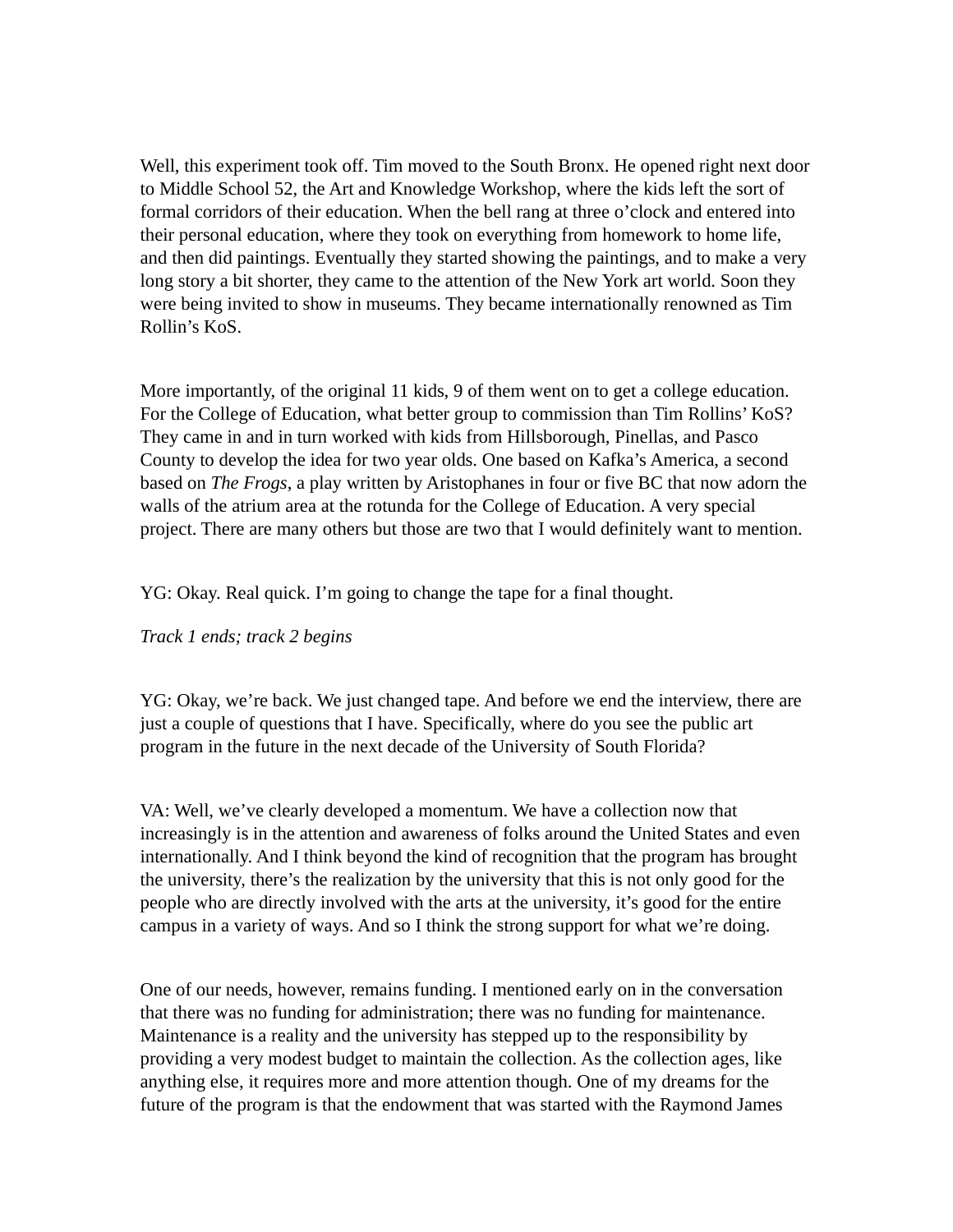Well, this experiment took off. Tim moved to the South Bronx. He opened right next door to Middle School 52, the Art and Knowledge Workshop, where the kids left the sort of formal corridors of their education. When the bell rang at three o'clock and entered into their personal education, where they took on everything from homework to home life, and then did paintings. Eventually they started showing the paintings, and to make a very long story a bit shorter, they came to the attention of the New York art world. Soon they were being invited to show in museums. They became internationally renowned as Tim Rollin's KoS.

More importantly, of the original 11 kids, 9 of them went on to get a college education. For the College of Education, what better group to commission than Tim Rollins' KoS? They came in and in turn worked with kids from Hillsborough, Pinellas, and Pasco County to develop the idea for two year olds. One based on Kafka's America, a second based on *The Frogs*, a play written by Aristophanes in four or five BC that now adorn the walls of the atrium area at the rotunda for the College of Education. A very special project. There are many others but those are two that I would definitely want to mention.

YG: Okay. Real quick. I'm going to change the tape for a final thought.

*Track 1 ends; track 2 begins*

YG: Okay, we're back. We just changed tape. And before we end the interview, there are just a couple of questions that I have. Specifically, where do you see the public art program in the future in the next decade of the University of South Florida?

VA: Well, we've clearly developed a momentum. We have a collection now that increasingly is in the attention and awareness of folks around the United States and even internationally. And I think beyond the kind of recognition that the program has brought the university, there's the realization by the university that this is not only good for the people who are directly involved with the arts at the university, it's good for the entire campus in a variety of ways. And so I think the strong support for what we're doing.

One of our needs, however, remains funding. I mentioned early on in the conversation that there was no funding for administration; there was no funding for maintenance. Maintenance is a reality and the university has stepped up to the responsibility by providing a very modest budget to maintain the collection. As the collection ages, like anything else, it requires more and more attention though. One of my dreams for the future of the program is that the endowment that was started with the Raymond James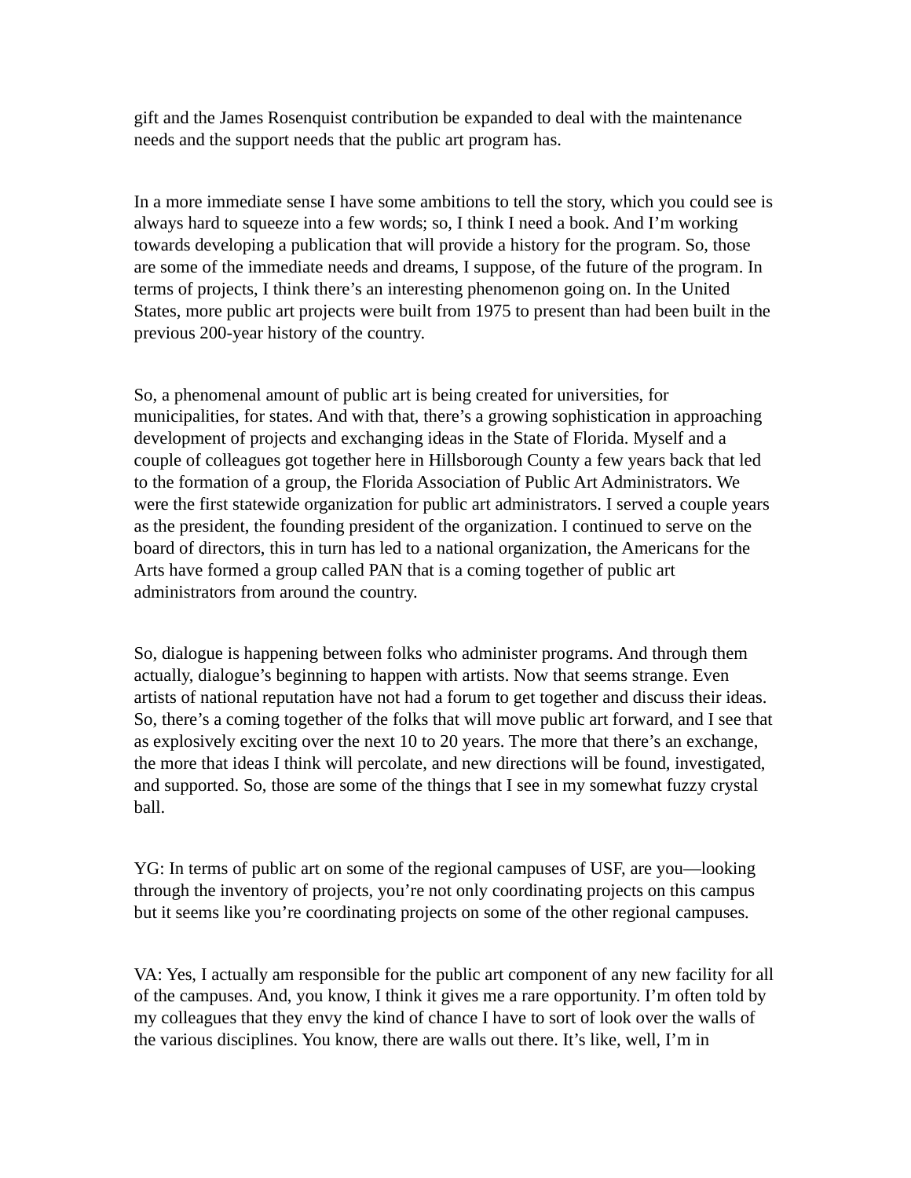gift and the James Rosenquist contribution be expanded to deal with the maintenance needs and the support needs that the public art program has.

In a more immediate sense I have some ambitions to tell the story, which you could see is always hard to squeeze into a few words; so, I think I need a book. And I'm working towards developing a publication that will provide a history for the program. So, those are some of the immediate needs and dreams, I suppose, of the future of the program. In terms of projects, I think there's an interesting phenomenon going on. In the United States, more public art projects were built from 1975 to present than had been built in the previous 200-year history of the country.

So, a phenomenal amount of public art is being created for universities, for municipalities, for states. And with that, there's a growing sophistication in approaching development of projects and exchanging ideas in the State of Florida. Myself and a couple of colleagues got together here in Hillsborough County a few years back that led to the formation of a group, the Florida Association of Public Art Administrators. We were the first statewide organization for public art administrators. I served a couple years as the president, the founding president of the organization. I continued to serve on the board of directors, this in turn has led to a national organization, the Americans for the Arts have formed a group called PAN that is a coming together of public art administrators from around the country.

So, dialogue is happening between folks who administer programs. And through them actually, dialogue's beginning to happen with artists. Now that seems strange. Even artists of national reputation have not had a forum to get together and discuss their ideas. So, there's a coming together of the folks that will move public art forward, and I see that as explosively exciting over the next 10 to 20 years. The more that there's an exchange, the more that ideas I think will percolate, and new directions will be found, investigated, and supported. So, those are some of the things that I see in my somewhat fuzzy crystal ball.

YG: In terms of public art on some of the regional campuses of USF, are you—looking through the inventory of projects, you're not only coordinating projects on this campus but it seems like you're coordinating projects on some of the other regional campuses.

VA: Yes, I actually am responsible for the public art component of any new facility for all of the campuses. And, you know, I think it gives me a rare opportunity. I'm often told by my colleagues that they envy the kind of chance I have to sort of look over the walls of the various disciplines. You know, there are walls out there. It's like, well, I'm in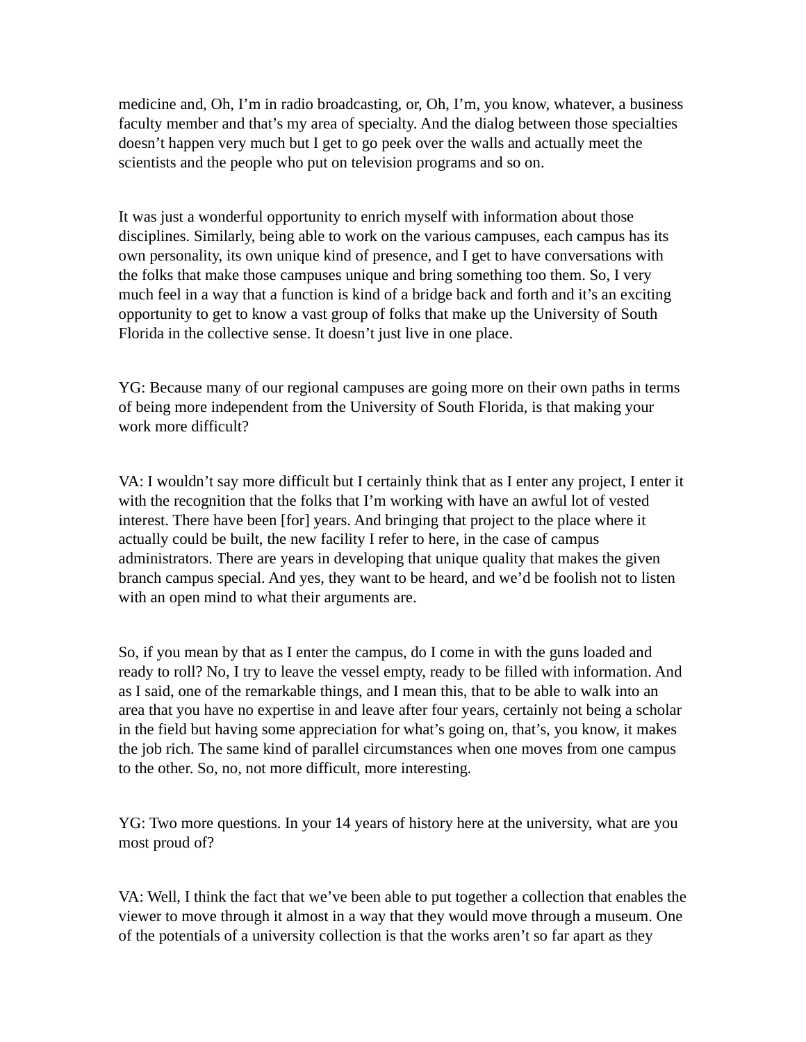medicine and, Oh, I'm in radio broadcasting, or, Oh, I'm, you know, whatever, a business faculty member and that's my area of specialty. And the dialog between those specialties doesn't happen very much but I get to go peek over the walls and actually meet the scientists and the people who put on television programs and so on.

It was just a wonderful opportunity to enrich myself with information about those disciplines. Similarly, being able to work on the various campuses, each campus has its own personality, its own unique kind of presence, and I get to have conversations with the folks that make those campuses unique and bring something too them. So, I very much feel in a way that a function is kind of a bridge back and forth and it's an exciting opportunity to get to know a vast group of folks that make up the University of South Florida in the collective sense. It doesn't just live in one place.

YG: Because many of our regional campuses are going more on their own paths in terms of being more independent from the University of South Florida, is that making your work more difficult?

VA: I wouldn't say more difficult but I certainly think that as I enter any project, I enter it with the recognition that the folks that I'm working with have an awful lot of vested interest. There have been [for] years. And bringing that project to the place where it actually could be built, the new facility I refer to here, in the case of campus administrators. There are years in developing that unique quality that makes the given branch campus special. And yes, they want to be heard, and we'd be foolish not to listen with an open mind to what their arguments are.

So, if you mean by that as I enter the campus, do I come in with the guns loaded and ready to roll? No, I try to leave the vessel empty, ready to be filled with information. And as I said, one of the remarkable things, and I mean this, that to be able to walk into an area that you have no expertise in and leave after four years, certainly not being a scholar in the field but having some appreciation for what's going on, that's, you know, it makes the job rich. The same kind of parallel circumstances when one moves from one campus to the other. So, no, not more difficult, more interesting.

YG: Two more questions. In your 14 years of history here at the university, what are you most proud of?

VA: Well, I think the fact that we've been able to put together a collection that enables the viewer to move through it almost in a way that they would move through a museum. One of the potentials of a university collection is that the works aren't so far apart as they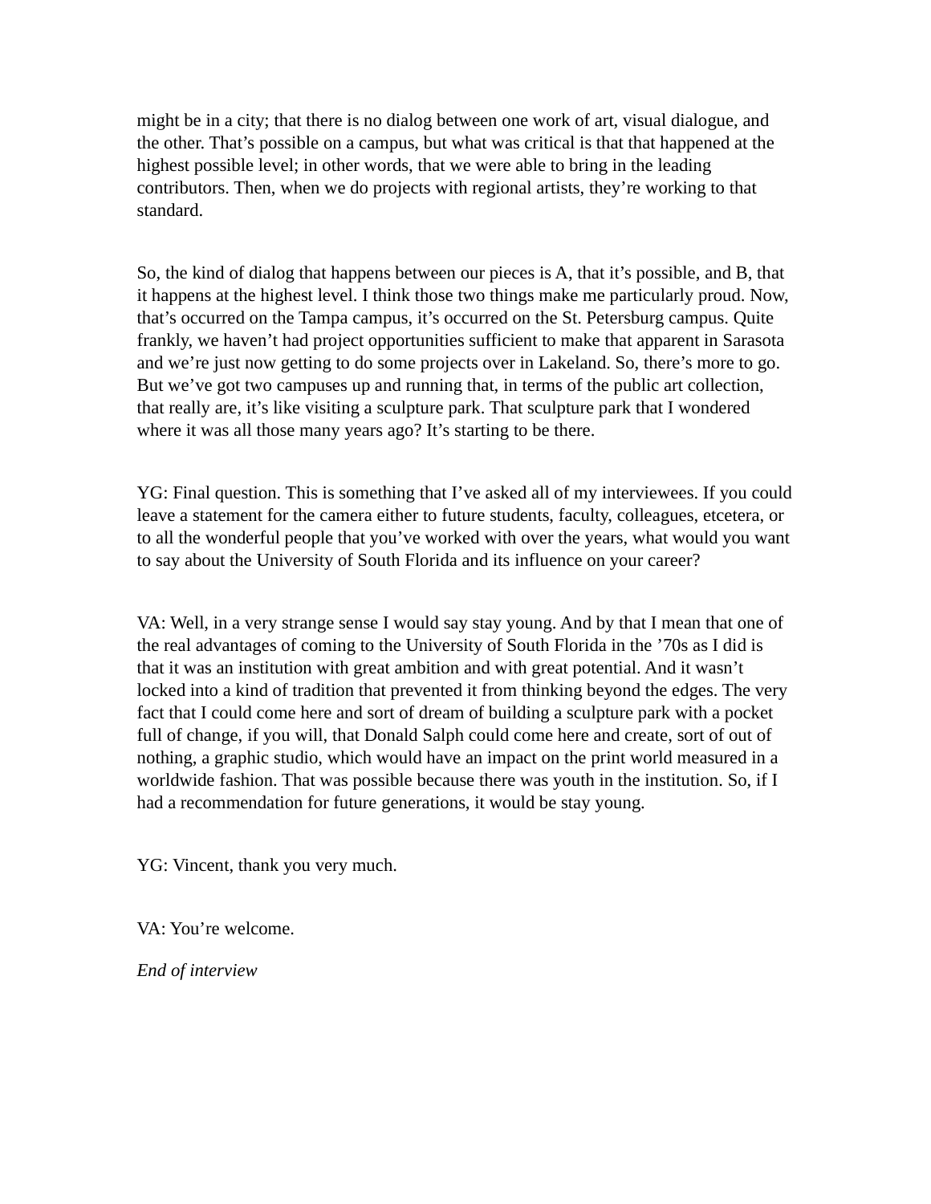might be in a city; that there is no dialog between one work of art, visual dialogue, and the other. That's possible on a campus, but what was critical is that that happened at the highest possible level; in other words, that we were able to bring in the leading contributors. Then, when we do projects with regional artists, they're working to that standard.

So, the kind of dialog that happens between our pieces is A, that it's possible, and B, that it happens at the highest level. I think those two things make me particularly proud. Now, that's occurred on the Tampa campus, it's occurred on the St. Petersburg campus. Quite frankly, we haven't had project opportunities sufficient to make that apparent in Sarasota and we're just now getting to do some projects over in Lakeland. So, there's more to go. But we've got two campuses up and running that, in terms of the public art collection, that really are, it's like visiting a sculpture park. That sculpture park that I wondered where it was all those many years ago? It's starting to be there.

YG: Final question. This is something that I've asked all of my interviewees. If you could leave a statement for the camera either to future students, faculty, colleagues, etcetera, or to all the wonderful people that you've worked with over the years, what would you want to say about the University of South Florida and its influence on your career?

VA: Well, in a very strange sense I would say stay young. And by that I mean that one of the real advantages of coming to the University of South Florida in the '70s as I did is that it was an institution with great ambition and with great potential. And it wasn't locked into a kind of tradition that prevented it from thinking beyond the edges. The very fact that I could come here and sort of dream of building a sculpture park with a pocket full of change, if you will, that Donald Salph could come here and create, sort of out of nothing, a graphic studio, which would have an impact on the print world measured in a worldwide fashion. That was possible because there was youth in the institution. So, if I had a recommendation for future generations, it would be stay young.

YG: Vincent, thank you very much.

VA: You're welcome.

*End of interview*